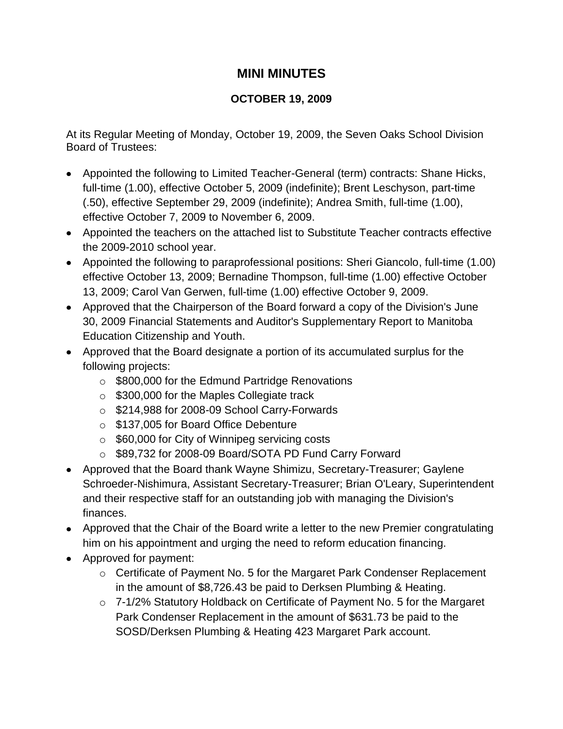# MINI MINUTES

## OCTOBER 19, 2009

At its Regular Meeting of Monday, October 19, 2009, the Seven Oaks School Division Board of Trustees:

- Appointed the following to Limited Teacher-General (term) contracts: Shane Hicks, full-time (1.00), effective October 5, 2009 (indefinite); Brent Leschyson, part-time (.50), effective September 29, 2009 (indefinite); Andrea Smith, full-time (1.00), effective October 7, 2009 to November 6, 2009.
- Appointed the teachers on the attached list to Substitute Teacher contracts effective the 2009-2010 school year.
- Appointed the following to paraprofessional positions: Sheri Giancolo, full-time (1.00) effective October 13, 2009; Bernadine Thompson, full-time (1.00) effective October 13, 2009; Carol Van Gerwen, full-time (1.00) effective October 9, 2009.
- Approved that the Chairperson of the Board forward a copy of the Division's June 30, 2009 Financial Statements and Auditor's Supplementary Report to Manitoba Education Citizenship and Youth.
- Approved that the Board designate a portion of its accumulated surplus for the following projects:
  - $800,000 for the Edmund Partridge Renovations
  - $300,000 for the Maples Collegiate track
  - $214,988 for 2008-09 School Carry-Forwards
  - $137,005 for Board Office Debenture
  - $60,000 for City of Winnipeg servicing costs
  - $89,732 for 2008-09 Board/SOTA PD Fund Carry Forward
- Approved that the Board thank Wayne Shimizu, Secretary-Treasurer; Gaylene Schroeder-Nishimura, Assistant Secretary-Treasurer; Brian O'Leary, Superintendent and their respective staff for an outstanding job with managing the Division's finances.
- Approved that the Chair of the Board write a letter to the new Premier congratulating him on his appointment and urging the need to reform education financing.
- Approved for payment:
  - Certificate of Payment No. 5 for the Margaret Park Condenser Replacement in the amount of $8,726.43 be paid to Derksen Plumbing & Heating.
  - 7-1/2% Statutory Holdback on Certificate of Payment No. 5 for the Margaret Park Condenser Replacement in the amount of $631.73 be paid to the SOSD/Derksen Plumbing & Heating 423 Margaret Park account.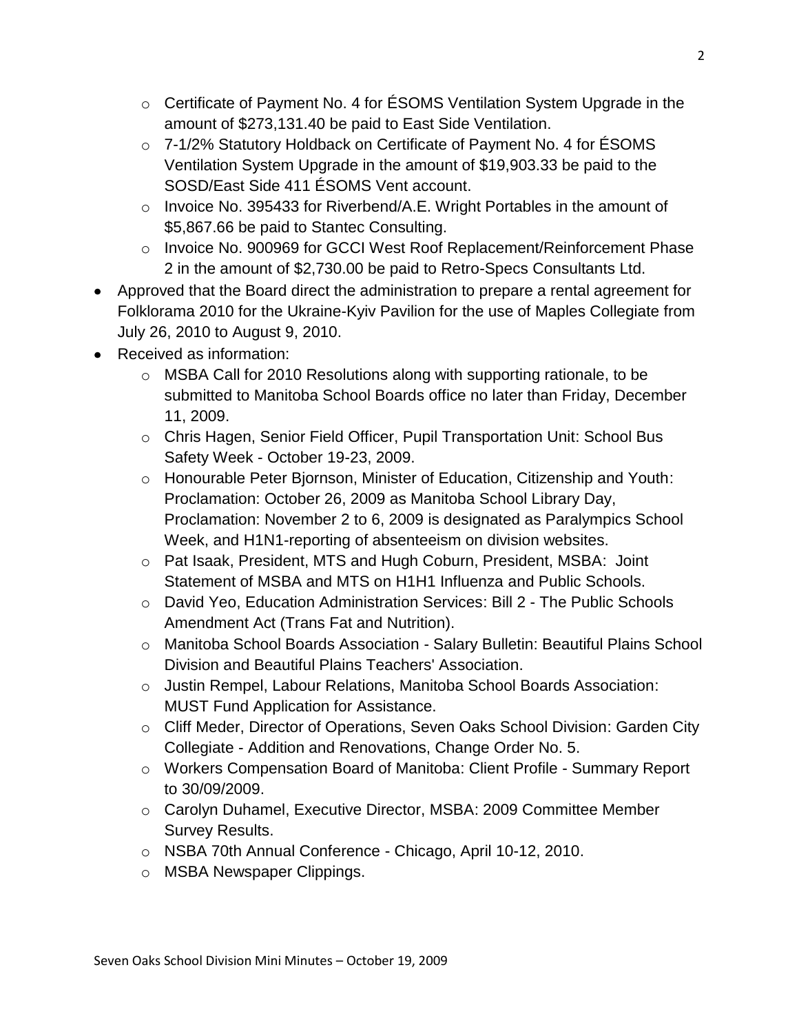- Certificate of Payment No. 4 for ÉSOMS Ventilation System Upgrade in the amount of $273,131.40 be paid to East Side Ventilation.
  - 7-1/2% Statutory Holdback on Certificate of Payment No. 4 for ÉSOMS Ventilation System Upgrade in the amount of $19,903.33 be paid to the SOSD/East Side 411 ÉSOMS Vent account.
  - Invoice No. 395433 for Riverbend/A.E. Wright Portables in the amount of $5,867.66 be paid to Stantec Consulting.
  - Invoice No. 900969 for GCCI West Roof Replacement/Reinforcement Phase 2 in the amount of $2,730.00 be paid to Retro-Specs Consultants Ltd.
- Approved that the Board direct the administration to prepare a rental agreement for Folklorama 2010 for the Ukraine-Kyiv Pavilion for the use of Maples Collegiate from July 26, 2010 to August 9, 2010.
- Received as information:
  - MSBA Call for 2010 Resolutions along with supporting rationale, to be submitted to Manitoba School Boards office no later than Friday, December 11, 2009.
  - Chris Hagen, Senior Field Officer, Pupil Transportation Unit: School Bus Safety Week - October 19-23, 2009.
  - Honourable Peter Bjornson, Minister of Education, Citizenship and Youth: Proclamation: October 26, 2009 as Manitoba School Library Day, Proclamation: November 2 to 6, 2009 is designated as Paralympics School Week, and H1N1-reporting of absenteeism on division websites.
  - Pat Isaak, President, MTS and Hugh Coburn, President, MSBA: Joint Statement of MSBA and MTS on H1H1 Influenza and Public Schools.
  - David Yeo, Education Administration Services: Bill 2 - The Public Schools Amendment Act (Trans Fat and Nutrition).
  - Manitoba School Boards Association - Salary Bulletin: Beautiful Plains School Division and Beautiful Plains Teachers' Association.
  - Justin Rempel, Labour Relations, Manitoba School Boards Association: MUST Fund Application for Assistance.
  - Cliff Meder, Director of Operations, Seven Oaks School Division: Garden City Collegiate - Addition and Renovations, Change Order No. 5.
  - Workers Compensation Board of Manitoba: Client Profile - Summary Report to 30/09/2009.
  - Carolyn Duhamel, Executive Director, MSBA: 2009 Committee Member Survey Results.
  - NSBA 70th Annual Conference - Chicago, April 10-12, 2010.
  - MSBA Newspaper Clippings.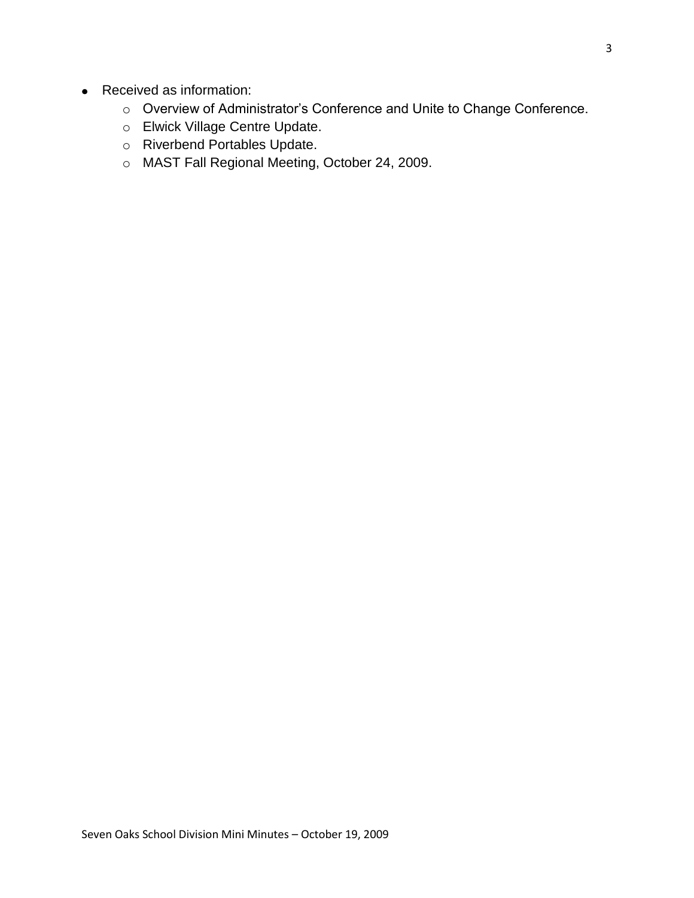- Received as information:
  - Overview of Administrator's Conference and Unite to Change Conference.
  - Elwick Village Centre Update.
  - Riverbend Portables Update.
  - MAST Fall Regional Meeting, October 24, 2009.